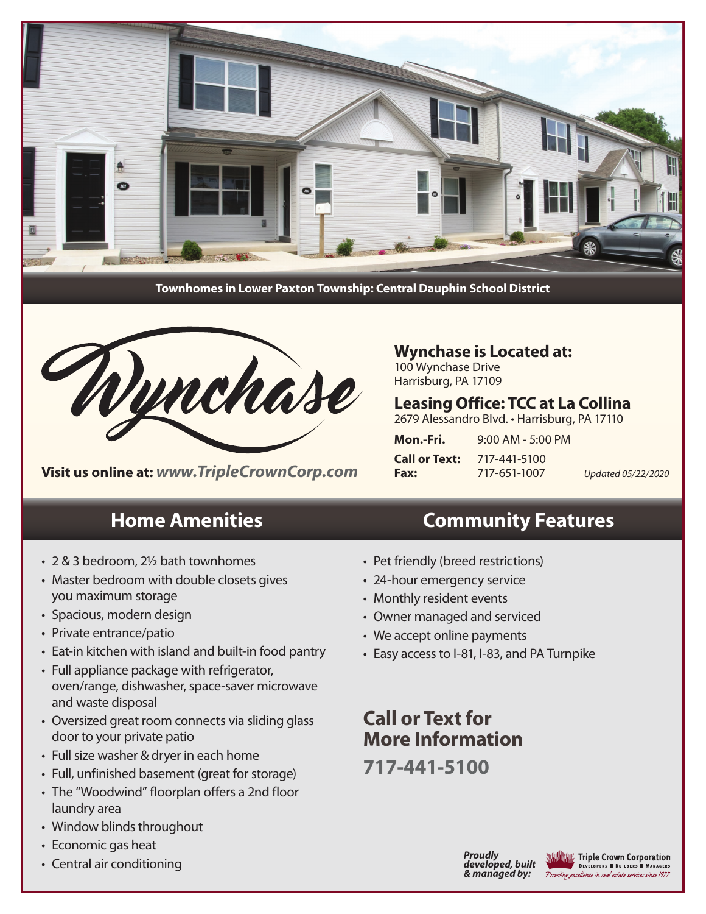Townhomes in Lower Paxton Township: Central Dauphin School District

# Wynchase

Visit us online at: ***www.TripleCrownCorp.com***

## Wynchase is Located at:

100 Wynchase Drive
Harrisburg, PA 17109

## Leasing Office: TCC at La Collina

2679 Alessandro Blvd. • Harrisburg, PA 17110

**Mon.-Fri.** 9:00 AM - 5:00 PM

**Call or Text:** 717-441-5100
**Fax:** 717-651-1007

*Updated 05/22/2020*

## Home Amenities

- 2 & 3 bedroom, 2½ bath townhomes
- Master bedroom with double closets gives you maximum storage
- Spacious, modern design
- Private entrance/patio
- Eat-in kitchen with island and built-in food pantry
- Full appliance package with refrigerator, oven/range, dishwasher, space-saver microwave and waste disposal
- Oversized great room connects via sliding glass door to your private patio
- Full size washer & dryer in each home
- Full, unfinished basement (great for storage)
- The "Woodwind" floorplan offers a 2nd floor laundry area
- Window blinds throughout
- Economic gas heat
- Central air conditioning

## Community Features

- Pet friendly (breed restrictions)
- 24-hour emergency service
- Monthly resident events
- Owner managed and serviced
- We accept online payments
- Easy access to I-81, I-83, and PA Turnpike

## Call or Text for More Information

**717-441-5100**

***Proudly developed, built & managed by:***

Triple Crown Corporation
DEVELOPERS ■ BUILDERS ■ MANAGERS
*Providing excellence in real estate services since 1977*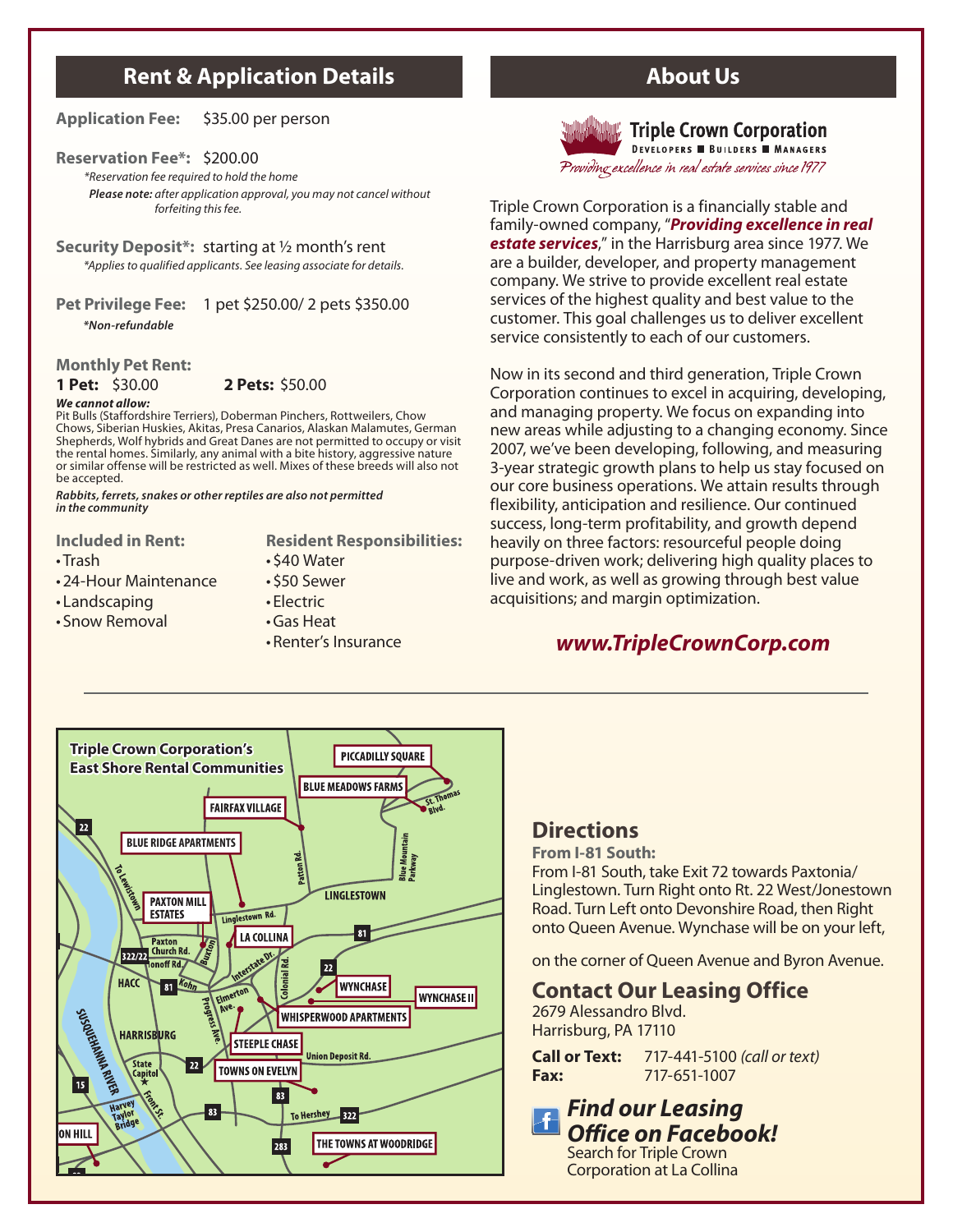## Rent & Application Details

**Application Fee:** $35.00 per person

**Reservation Fee*:** $200.00

*\*Reservation fee required to hold the home*

***Please note:** after application approval, you may not cancel without forfeiting this fee.*

**Security Deposit*:** starting at ½ month's rent

*\*Applies to qualified applicants. See leasing associate for details.*

**Pet Privilege Fee:** 1 pet $250.00/ 2 pets $350.00

***\*Non-refundable***

**Monthly Pet Rent:**

**1 Pet:** $30.00 **2 Pets:** $50.00

***We cannot allow:***

Pit Bulls (Staffordshire Terriers), Doberman Pinchers, Rottweilers, Chow Chows, Siberian Huskies, Akitas, Presa Canarios, Alaskan Malamutes, German Shepherds, Wolf hybrids and Great Danes are not permitted to occupy or visit the rental homes. Similarly, any animal with a bite history, aggressive nature or similar offense will be restricted as well. Mixes of these breeds will also not be accepted.

***Rabbits, ferrets, snakes or other reptiles are also not permitted in the community***

**Included in Rent:**

- Trash
- 24-Hour Maintenance
- Landscaping
- Snow Removal

**Resident Responsibilities:**

- $40 Water
- $50 Sewer
- Electric
- Gas Heat
- Renter's Insurance

## About Us

**Triple Crown Corporation**

DEVELOPERS ■ BUILDERS ■ MANAGERS

*Providing excellence in real estate services since 1977*

Triple Crown Corporation is a financially stable and family-owned company, "***Providing excellence in real estate services***," in the Harrisburg area since 1977. We are a builder, developer, and property management company. We strive to provide excellent real estate services of the highest quality and best value to the customer. This goal challenges us to deliver excellent service consistently to each of our customers.

Now in its second and third generation, Triple Crown Corporation continues to excel in acquiring, developing, and managing property. We focus on expanding into new areas while adjusting to a changing economy. Since 2007, we've been developing, following, and measuring 3-year strategic growth plans to help us stay focused on our core business operations. We attain results through flexibility, anticipation and resilience. Our continued success, long-term profitability, and growth depend heavily on three factors: resourceful people doing purpose-driven work; delivering high quality places to live and work, as well as growing through best value acquisitions; and margin optimization.

***www.TripleCrownCorp.com***

---

**Triple Crown Corporation's East Shore Rental Communities**

PICCADILLY SQUARE
BLUE MEADOWS FARMS
FAIRFAX VILLAGE
BLUE RIDGE APARTMENTS
PAXTON MILL ESTATES
LA COLLINA
WYNCHASE
WYNCHASE II
WHISPERWOOD APARTMENTS
STEEPLE CHASE
TOWNS ON EVELYN
THE TOWNS AT WOODRIDGE
ON HILL

22, 81, 322/22, 15, 83, 283, 322
St. Thomas Blvd.
Blue Mountain Parkway
Patton Rd.
LINGLESTOWN
Linglestown Rd.
To Lewistown
Paxton Church Rd.
onoff Rd.
Buxton
Interstate Dr.
Colonial Rd.
HACC
Kohn
Elmerton Ave.
Progress Ave.
HARRISBURG
SUSQUEHANNA RIVER
State Capitol
Front St.
Harvey Taylor Bridge
Union Deposit Rd.
To Hershey

## Directions

**From I-81 South:**

From I-81 South, take Exit 72 towards Paxtonia/ Linglestown. Turn Right onto Rt. 22 West/Jonestown Road. Turn Left onto Devonshire Road, then Right onto Queen Avenue. Wynchase will be on your left,

on the corner of Queen Avenue and Byron Avenue.

## Contact Our Leasing Office

2679 Alessandro Blvd.
Harrisburg, PA 17110

**Call or Text:** 717-441-5100 *(call or text)*

**Fax:** 717-651-1007

***Find our Leasing Office on Facebook!***

Search for Triple Crown Corporation at La Collina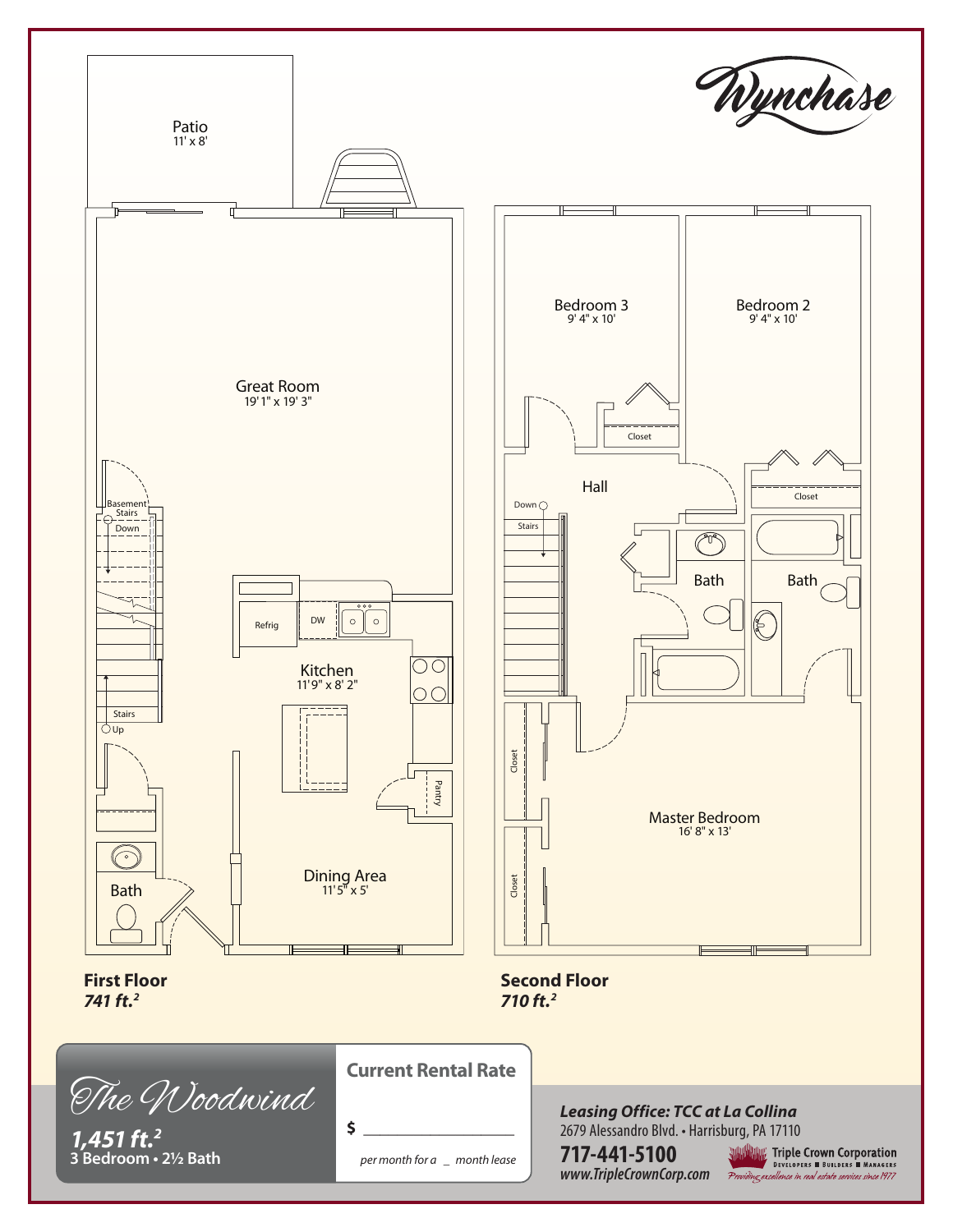Wynchase

Patio
11' x 8'

Great Room
19' 1" x 19' 3"

Basement Stairs
Down

Refrig

DW

Kitchen
11'9" x 8' 2"

Stairs
Up

Pantry

Bath

Dining Area
11'5" x 5'

**First Floor**
***741 ft.²***

Bedroom 3
9' 4" x 10'

Bedroom 2
9' 4" x 10'

Closet

Hall

Down

Stairs

Closet

Bath

Bath

Closet

Closet

Master Bedroom
16' 8" x 13'

**Second Floor**
***710 ft.²***

The Woodwind

***1,451 ft.²***
**3 Bedroom • 2½ Bath**

**Current Rental Rate**

$ ____________________

*per month for a _ month lease*

***Leasing Office: TCC at La Collina***
2679 Alessandro Blvd. • Harrisburg, PA 17110

**717-441-5100**
***www.TripleCrownCorp.com***

**Triple Crown Corporation**
DEVELOPERS ■ BUILDERS ■ MANAGERS
*Providing excellence in real estate services since 1977*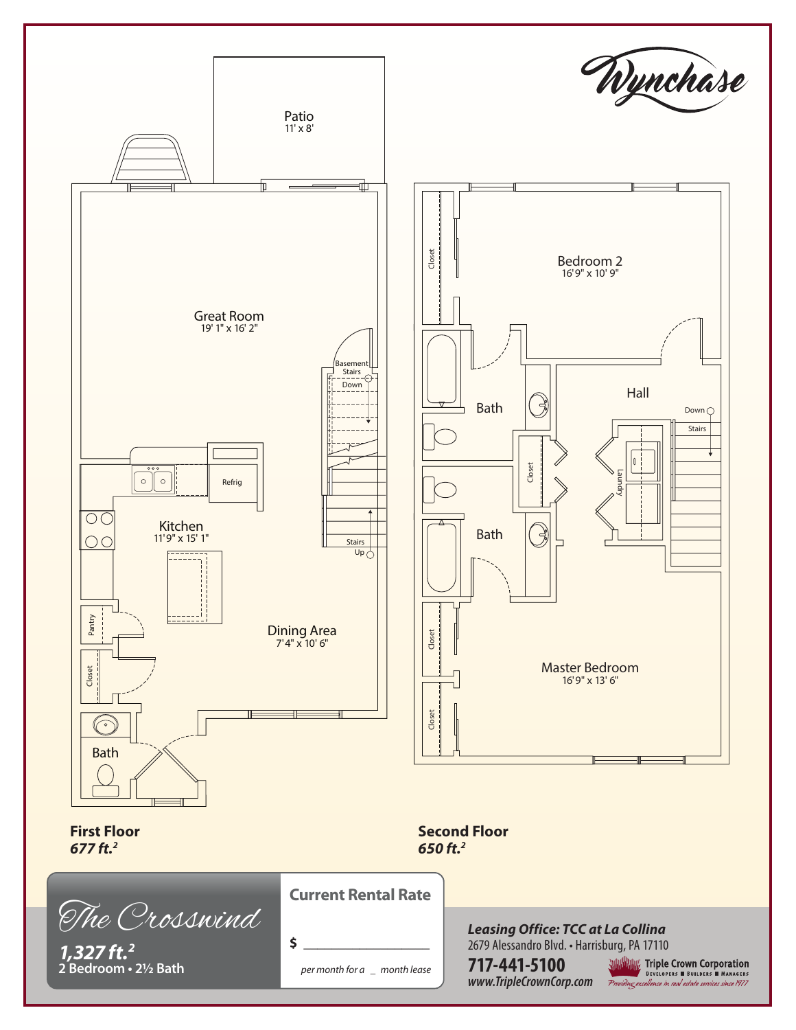# Wynchase

Patio
11' x 8'

Great Room
19' 1" x 16' 2"

Basement Stairs
Down

Refrig

Kitchen
11'9" x 15' 1"

Stairs
Up

Pantry

Closet

Dining Area
7'4" x 10' 6"

Bath

Closet

Bedroom 2
16'9" x 10' 9"

Bath

Hall

Down

Stairs

Closet

Laundry

Bath

Closet

Closet

Master Bedroom
16'9" x 13' 6"

**First Floor**
***677 ft.²***

**Second Floor**
***650 ft.²***

## The Crosswind

***1,327 ft.²***
**2 Bedroom • 2½ Bath**

**Current Rental Rate**

$ ________________

*per month for a _ month lease*

***Leasing Office: TCC at La Collina***
2679 Alessandro Blvd. • Harrisburg, PA 17110

**717-441-5100**
***www.TripleCrownCorp.com***

**Triple Crown Corporation**
DEVELOPERS ■ BUILDERS ■ MANAGERS
*Providing excellence in real estate services since 1977*